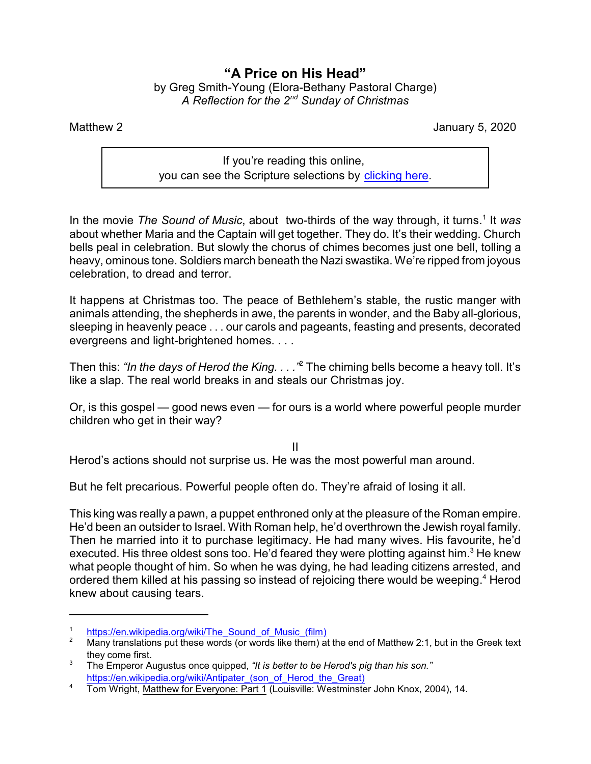# "A Price on His Head"

by Greg Smith-Young (Elora-Bethany Pastoral Charge)
*A Reflection for the 2nd Sunday of Christmas*

Matthew 2 — January 5, 2020

> If you're reading this online,
> you can see the Scripture selections by clicking here.

In the movie *The Sound of Music*, about two-thirds of the way through, it turns.[1] It *was* about whether Maria and the Captain will get together. They do. It's their wedding. Church bells peal in celebration. But slowly the chorus of chimes becomes just one bell, tolling a heavy, ominous tone. Soldiers march beneath the Nazi swastika. We're ripped from joyous celebration, to dread and terror.

It happens at Christmas too. The peace of Bethlehem's stable, the rustic manger with animals attending, the shepherds in awe, the parents in wonder, and the Baby all-glorious, sleeping in heavenly peace . . . our carols and pageants, feasting and presents, decorated evergreens and light-brightened homes. . . .

Then this: *"In the days of Herod the King. . . ."*[2] The chiming bells become a heavy toll. It's like a slap. The real world breaks in and steals our Christmas joy.

Or, is this gospel — good news even — for ours is a world where powerful people murder children who get in their way?

II

Herod's actions should not surprise us. He was the most powerful man around.

But he felt precarious. Powerful people often do. They're afraid of losing it all.

This king was really a pawn, a puppet enthroned only at the pleasure of the Roman empire. He'd been an outsider to Israel. With Roman help, he'd overthrown the Jewish royal family. Then he married into it to purchase legitimacy. He had many wives. His favourite, he'd executed. His three oldest sons too. He'd feared they were plotting against him.[3] He knew what people thought of him. So when he was dying, he had leading citizens arrested, and ordered them killed at his passing so instead of rejoicing there would be weeping.[4] Herod knew about causing tears.

---

[1] https://en.wikipedia.org/wiki/The_Sound_of_Music_(film)

[2] Many translations put these words (or words like them) at the end of Matthew 2:1, but in the Greek text they come first.

[3] The Emperor Augustus once quipped, *"It is better to be Herod's pig than his son."* https://en.wikipedia.org/wiki/Antipater_(son_of_Herod_the_Great)

[4] Tom Wright, Matthew for Everyone: Part 1 (Louisville: Westminster John Knox, 2004), 14.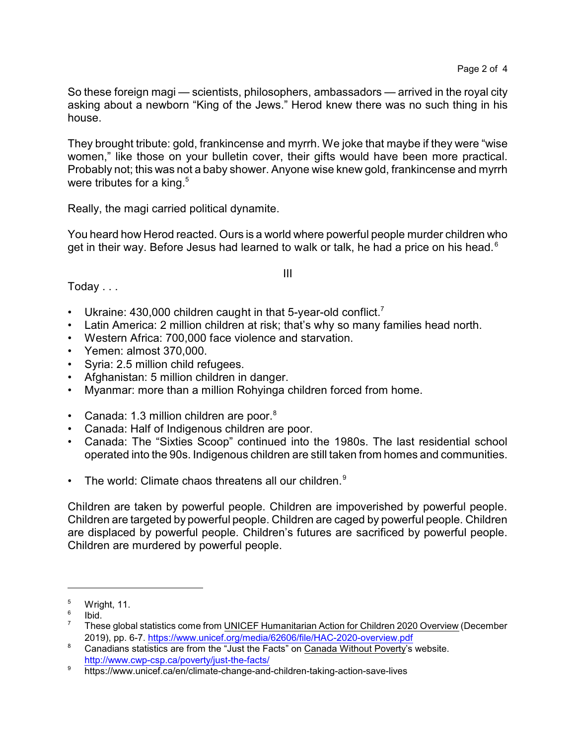So these foreign magi — scientists, philosophers, ambassadors — arrived in the royal city asking about a newborn "King of the Jews." Herod knew there was no such thing in his house.

They brought tribute: gold, frankincense and myrrh. We joke that maybe if they were "wise women," like those on your bulletin cover, their gifts would have been more practical. Probably not; this was not a baby shower. Anyone wise knew gold, frankincense and myrrh were tributes for a king.[5]

Really, the magi carried political dynamite.

You heard how Herod reacted. Ours is a world where powerful people murder children who get in their way. Before Jesus had learned to walk or talk, he had a price on his head.[6]

III

Today . . .

- Ukraine: 430,000 children caught in that 5-year-old conflict.[7]
- Latin America: 2 million children at risk; that's why so many families head north.
- Western Africa: 700,000 face violence and starvation.
- Yemen: almost 370,000.
- Syria: 2.5 million child refugees.
- Afghanistan: 5 million children in danger.
- Myanmar: more than a million Rohyinga children forced from home.

- Canada: 1.3 million children are poor.[8]
- Canada: Half of Indigenous children are poor.
- Canada: The "Sixties Scoop" continued into the 1980s. The last residential school operated into the 90s. Indigenous children are still taken from homes and communities.

- The world: Climate chaos threatens all our children.[9]

Children are taken by powerful people. Children are impoverished by powerful people. Children are targeted by powerful people. Children are caged by powerful people. Children are displaced by powerful people. Children's futures are sacrificed by powerful people. Children are murdered by powerful people.

---

[5] Wright, 11.

[6] Ibid.

[7] These global statistics come from UNICEF Humanitarian Action for Children 2020 Overview (December 2019), pp. 6-7. https://www.unicef.org/media/62606/file/HAC-2020-overview.pdf

[8] Canadians statistics are from the "Just the Facts" on Canada Without Poverty's website. http://www.cwp-csp.ca/poverty/just-the-facts/

[9] https://www.unicef.ca/en/climate-change-and-children-taking-action-save-lives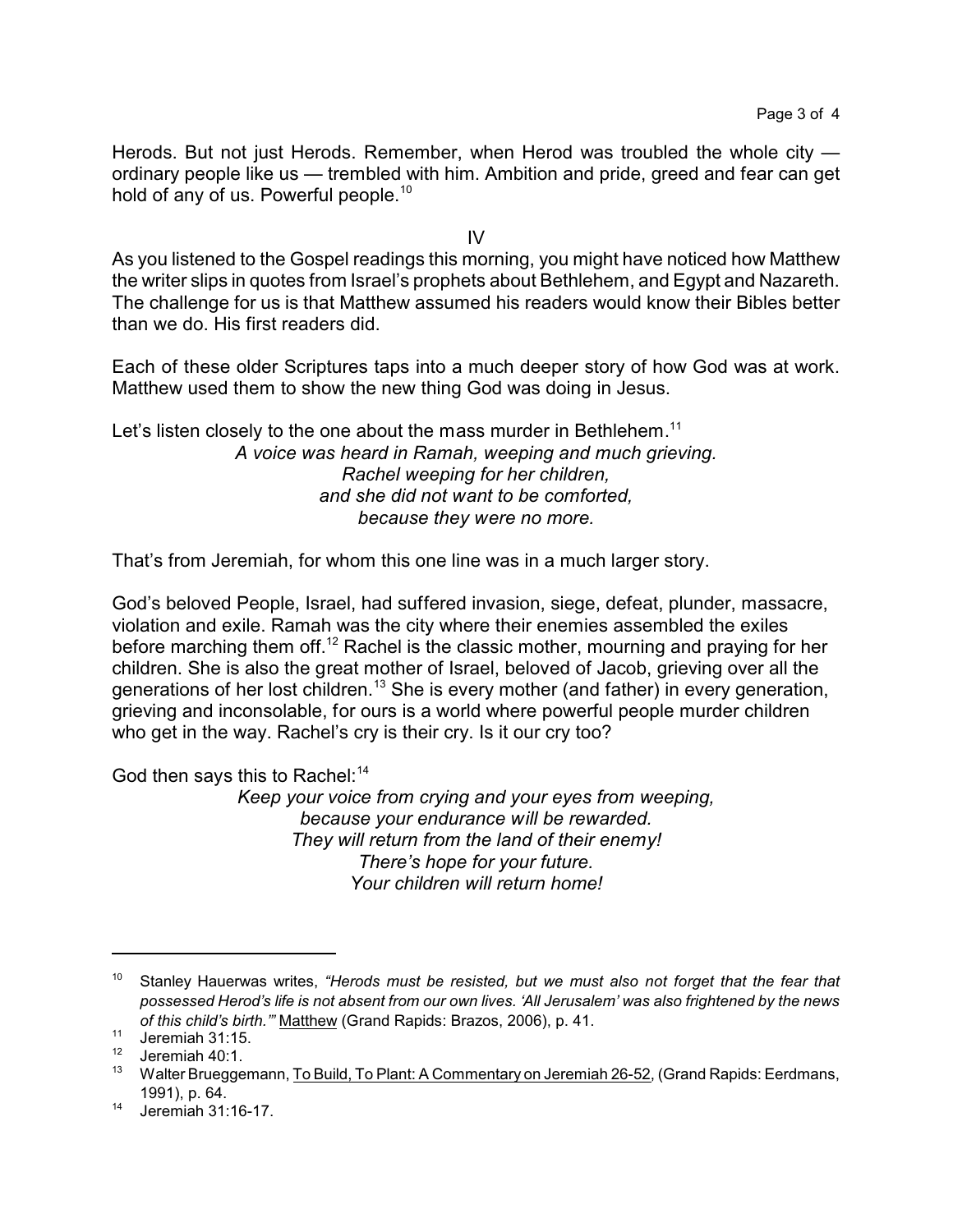Herods. But not just Herods. Remember, when Herod was troubled the whole city — ordinary people like us — trembled with him. Ambition and pride, greed and fear can get hold of any of us. Powerful people.[10]

IV

As you listened to the Gospel readings this morning, you might have noticed how Matthew the writer slips in quotes from Israel's prophets about Bethlehem, and Egypt and Nazareth. The challenge for us is that Matthew assumed his readers would know their Bibles better than we do. His first readers did.

Each of these older Scriptures taps into a much deeper story of how God was at work. Matthew used them to show the new thing God was doing in Jesus.

Let's listen closely to the one about the mass murder in Bethlehem.[11]

*A voice was heard in Ramah, weeping and much grieving.*
*Rachel weeping for her children,*
*and she did not want to be comforted,*
*because they were no more.*

That's from Jeremiah, for whom this one line was in a much larger story.

God's beloved People, Israel, had suffered invasion, siege, defeat, plunder, massacre, violation and exile. Ramah was the city where their enemies assembled the exiles before marching them off.[12] Rachel is the classic mother, mourning and praying for her children. She is also the great mother of Israel, beloved of Jacob, grieving over all the generations of her lost children.[13] She is every mother (and father) in every generation, grieving and inconsolable, for ours is a world where powerful people murder children who get in the way. Rachel's cry is their cry. Is it our cry too?

God then says this to Rachel:[14]

*Keep your voice from crying and your eyes from weeping,*
*because your endurance will be rewarded.*
*They will return from the land of their enemy!*
*There's hope for your future.*
*Your children will return home!*

---

[10] Stanley Hauerwas writes, *"Herods must be resisted, but we must also not forget that the fear that possessed Herod's life is not absent from our own lives. 'All Jerusalem' was also frightened by the news of this child's birth.""* Matthew (Grand Rapids: Brazos, 2006), p. 41.

[11] Jeremiah 31:15.

[12] Jeremiah 40:1.

[13] Walter Brueggemann, To Build, To Plant: A Commentary on Jeremiah 26-52, (Grand Rapids: Eerdmans, 1991), p. 64.

[14] Jeremiah 31:16-17.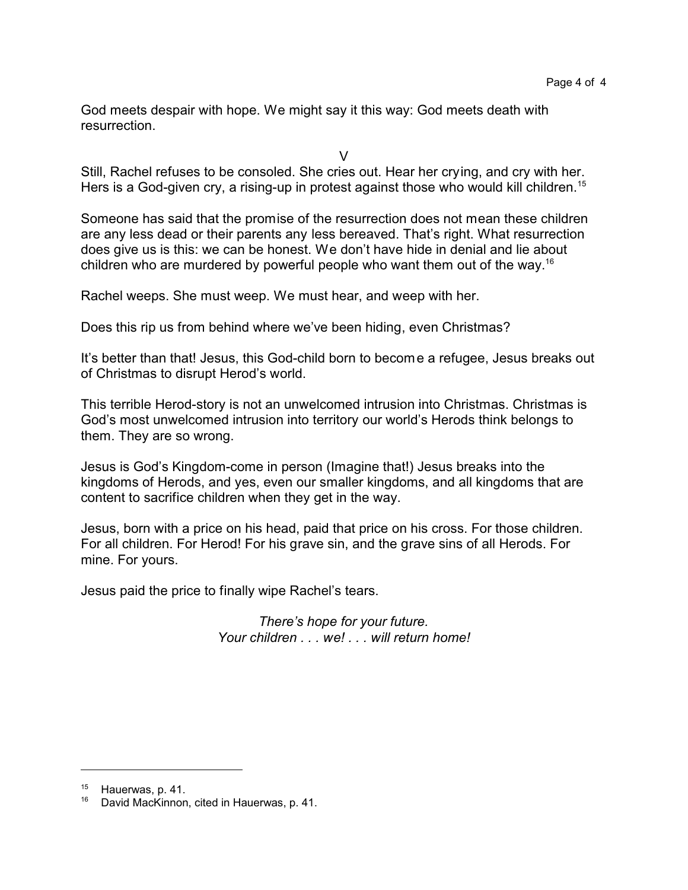God meets despair with hope. We might say it this way: God meets death with resurrection.

V

Still, Rachel refuses to be consoled. She cries out. Hear her crying, and cry with her. Hers is a God-given cry, a rising-up in protest against those who would kill children.[15]

Someone has said that the promise of the resurrection does not mean these children are any less dead or their parents any less bereaved. That's right. What resurrection does give us is this: we can be honest. We don't have hide in denial and lie about children who are murdered by powerful people who want them out of the way.[16]

Rachel weeps. She must weep. We must hear, and weep with her.

Does this rip us from behind where we've been hiding, even Christmas?

It's better than that! Jesus, this God-child born to become a refugee, Jesus breaks out of Christmas to disrupt Herod's world.

This terrible Herod-story is not an unwelcomed intrusion into Christmas. Christmas is God's most unwelcomed intrusion into territory our world's Herods think belongs to them. They are so wrong.

Jesus is God's Kingdom-come in person (Imagine that!) Jesus breaks into the kingdoms of Herods, and yes, even our smaller kingdoms, and all kingdoms that are content to sacrifice children when they get in the way.

Jesus, born with a price on his head, paid that price on his cross. For those children. For all children. For Herod! For his grave sin, and the grave sins of all Herods. For mine. For yours.

Jesus paid the price to finally wipe Rachel's tears.

*There's hope for your future.*
*Your children . . . we! . . . will return home!*

---

[15] Hauerwas, p. 41.

[16] David MacKinnon, cited in Hauerwas, p. 41.